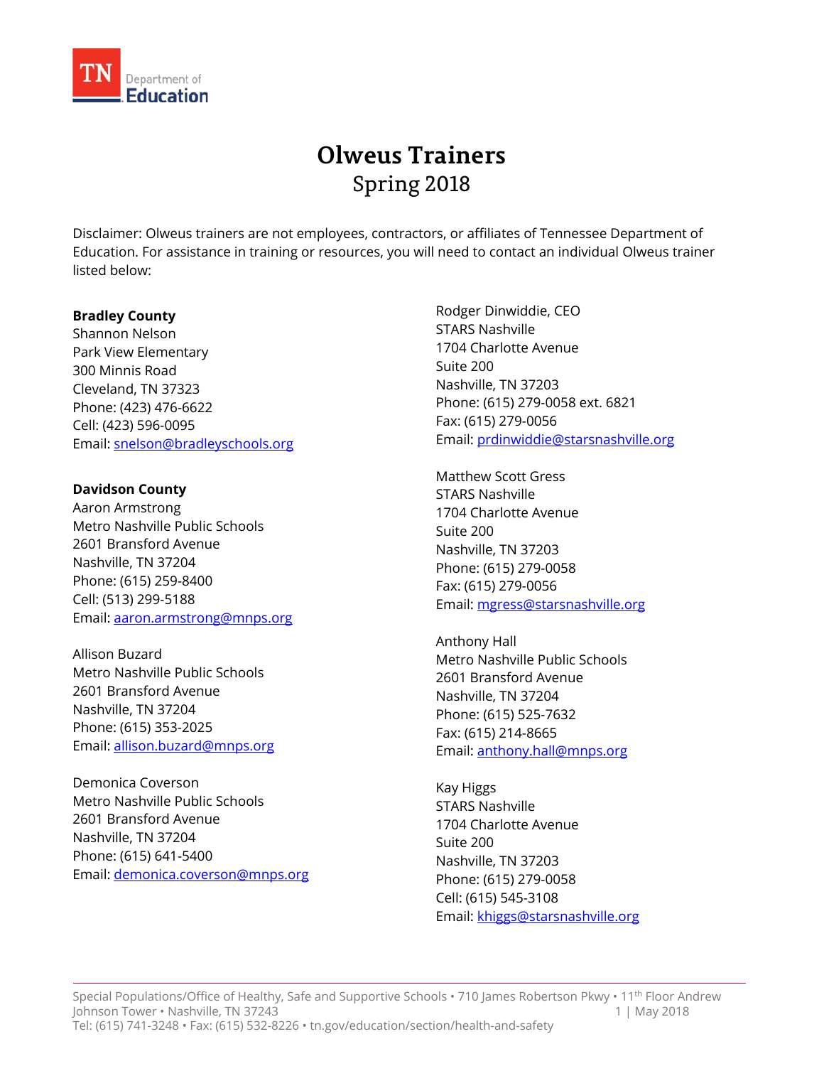# Olweus Trainers

## Spring 2018

Disclaimer: Olweus trainers are not employees, contractors, or affiliates of Tennessee Department of Education. For assistance in training or resources, you will need to contact an individual Olweus trainer listed below:

**Bradley County**

Shannon Nelson
Park View Elementary
300 Minnis Road
Cleveland, TN 37323
Phone: (423) 476-6622
Cell: (423) 596-0095
Email: snelson@bradleyschools.org

**Davidson County**

Aaron Armstrong
Metro Nashville Public Schools
2601 Bransford Avenue
Nashville, TN 37204
Phone: (615) 259-8400
Cell: (513) 299-5188
Email: aaron.armstrong@mnps.org

Allison Buzard
Metro Nashville Public Schools
2601 Bransford Avenue
Nashville, TN 37204
Phone: (615) 353-2025
Email: allison.buzard@mnps.org

Demonica Coverson
Metro Nashville Public Schools
2601 Bransford Avenue
Nashville, TN 37204
Phone: (615) 641-5400
Email: demonica.coverson@mnps.org

Rodger Dinwiddie, CEO
STARS Nashville
1704 Charlotte Avenue
Suite 200
Nashville, TN 37203
Phone: (615) 279-0058 ext. 6821
Fax: (615) 279-0056
Email: prdinwiddie@starsnashville.org

Matthew Scott Gress
STARS Nashville
1704 Charlotte Avenue
Suite 200
Nashville, TN 37203
Phone: (615) 279-0058
Fax: (615) 279-0056
Email: mgress@starsnashville.org

Anthony Hall
Metro Nashville Public Schools
2601 Bransford Avenue
Nashville, TN 37204
Phone: (615) 525-7632
Fax: (615) 214-8665
Email: anthony.hall@mnps.org

Kay Higgs
STARS Nashville
1704 Charlotte Avenue
Suite 200
Nashville, TN 37203
Phone: (615) 279-0058
Cell: (615) 545-3108
Email: khiggs@starsnashville.org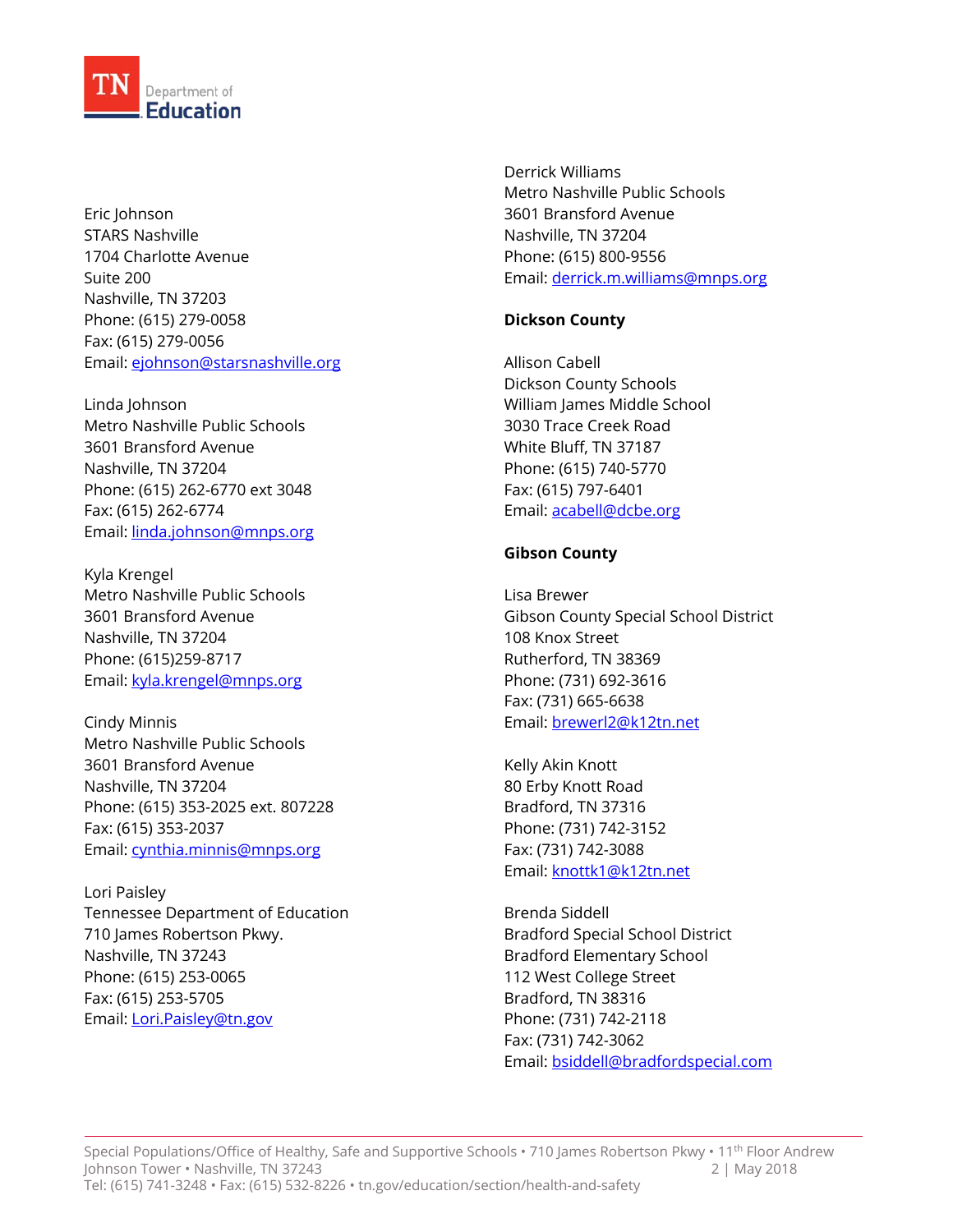Eric Johnson
STARS Nashville
1704 Charlotte Avenue
Suite 200
Nashville, TN 37203
Phone: (615) 279-0058
Fax: (615) 279-0056
Email: ejohnson@starsnashville.org

Linda Johnson
Metro Nashville Public Schools
3601 Bransford Avenue
Nashville, TN 37204
Phone: (615) 262-6770 ext 3048
Fax: (615) 262-6774
Email: linda.johnson@mnps.org

Kyla Krengel
Metro Nashville Public Schools
3601 Bransford Avenue
Nashville, TN 37204
Phone: (615)259-8717
Email: kyla.krengel@mnps.org

Cindy Minnis
Metro Nashville Public Schools
3601 Bransford Avenue
Nashville, TN 37204
Phone: (615) 353-2025 ext. 807228
Fax: (615) 353-2037
Email: cynthia.minnis@mnps.org

Lori Paisley
Tennessee Department of Education
710 James Robertson Pkwy.
Nashville, TN 37243
Phone: (615) 253-0065
Fax: (615) 253-5705
Email: Lori.Paisley@tn.gov

Derrick Williams
Metro Nashville Public Schools
3601 Bransford Avenue
Nashville, TN 37204
Phone: (615) 800-9556
Email: derrick.m.williams@mnps.org

**Dickson County**

Allison Cabell
Dickson County Schools
William James Middle School
3030 Trace Creek Road
White Bluff, TN 37187
Phone: (615) 740-5770
Fax: (615) 797-6401
Email: acabell@dcbe.org

**Gibson County**

Lisa Brewer
Gibson County Special School District
108 Knox Street
Rutherford, TN 38369
Phone: (731) 692-3616
Fax: (731) 665-6638
Email: brewerl2@k12tn.net

Kelly Akin Knott
80 Erby Knott Road
Bradford, TN 37316
Phone: (731) 742-3152
Fax: (731) 742-3088
Email: knottk1@k12tn.net

Brenda Siddell
Bradford Special School District
Bradford Elementary School
112 West College Street
Bradford, TN 38316
Phone: (731) 742-2118
Fax: (731) 742-3062
Email: bsiddell@bradfordspecial.com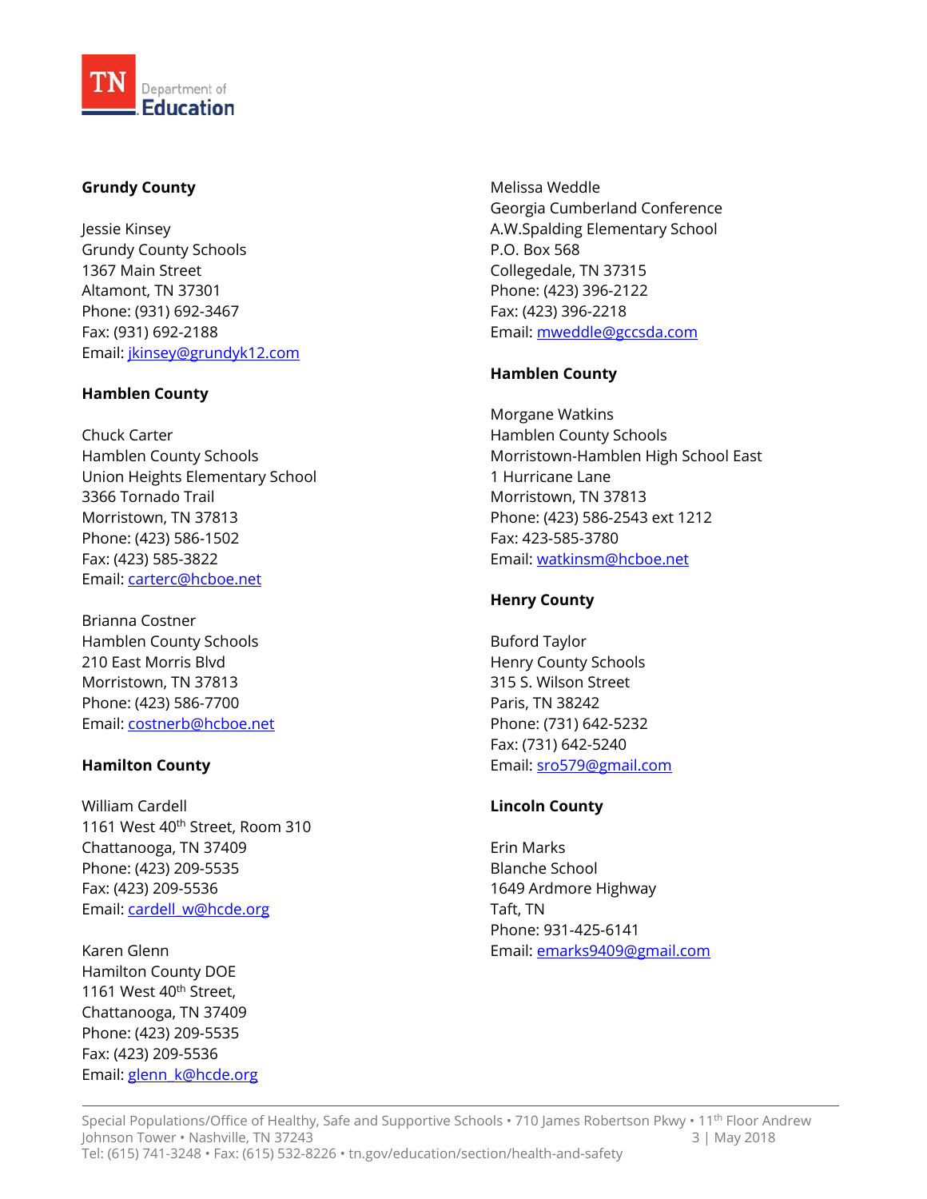**Grundy County**

Jessie Kinsey
Grundy County Schools
1367 Main Street
Altamont, TN 37301
Phone: (931) 692-3467
Fax: (931) 692-2188
Email: jkinsey@grundyk12.com

**Hamblen County**

Chuck Carter
Hamblen County Schools
Union Heights Elementary School
3366 Tornado Trail
Morristown, TN 37813
Phone: (423) 586-1502
Fax: (423) 585-3822
Email: carterc@hcboe.net

Brianna Costner
Hamblen County Schools
210 East Morris Blvd
Morristown, TN 37813
Phone: (423) 586-7700
Email: costnerb@hcboe.net

**Hamilton County**

William Cardell
1161 West 40th Street, Room 310
Chattanooga, TN 37409
Phone: (423) 209-5535
Fax: (423) 209-5536
Email: cardell_w@hcde.org

Karen Glenn
Hamilton County DOE
1161 West 40th Street,
Chattanooga, TN 37409
Phone: (423) 209-5535
Fax: (423) 209-5536
Email: glenn_k@hcde.org

Melissa Weddle
Georgia Cumberland Conference
A.W.Spalding Elementary School
P.O. Box 568
Collegedale, TN 37315
Phone: (423) 396-2122
Fax: (423) 396-2218
Email: mweddle@gccsda.com

**Hamblen County**

Morgane Watkins
Hamblen County Schools
Morristown-Hamblen High School East
1 Hurricane Lane
Morristown, TN 37813
Phone: (423) 586-2543 ext 1212
Fax: 423-585-3780
Email: watkinsm@hcboe.net

**Henry County**

Buford Taylor
Henry County Schools
315 S. Wilson Street
Paris, TN 38242
Phone: (731) 642-5232
Fax: (731) 642-5240
Email: sro579@gmail.com

**Lincoln County**

Erin Marks
Blanche School
1649 Ardmore Highway
Taft, TN
Phone: 931-425-6141
Email: emarks9409@gmail.com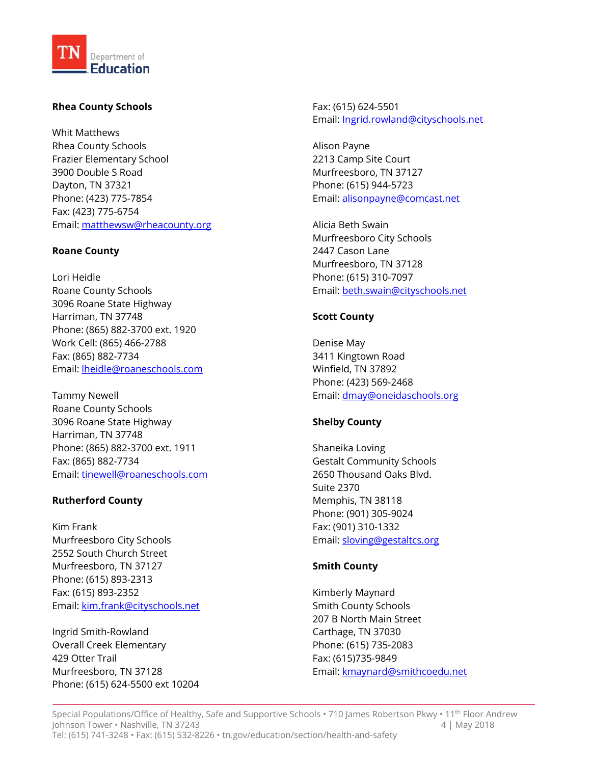**Rhea County Schools**

Whit Matthews
Rhea County Schools
Frazier Elementary School
3900 Double S Road
Dayton, TN 37321
Phone: (423) 775-7854
Fax: (423) 775-6754
Email: matthewsw@rheacounty.org

**Roane County**

Lori Heidle
Roane County Schools
3096 Roane State Highway
Harriman, TN 37748
Phone: (865) 882-3700 ext. 1920
Work Cell: (865) 466-2788
Fax: (865) 882-7734
Email: lheidle@roaneschools.com

Tammy Newell
Roane County Schools
3096 Roane State Highway
Harriman, TN 37748
Phone: (865) 882-3700 ext. 1911
Fax: (865) 882-7734
Email: tinewell@roaneschools.com

**Rutherford County**

Kim Frank
Murfreesboro City Schools
2552 South Church Street
Murfreesboro, TN 37127
Phone: (615) 893-2313
Fax: (615) 893-2352
Email: kim.frank@cityschools.net

Ingrid Smith-Rowland
Overall Creek Elementary
429 Otter Trail
Murfreesboro, TN 37128
Phone: (615) 624-5500 ext 10204
Fax: (615) 624-5501
Email: Ingrid.rowland@cityschools.net

Alison Payne
2213 Camp Site Court
Murfreesboro, TN 37127
Phone: (615) 944-5723
Email: alisonpayne@comcast.net

Alicia Beth Swain
Murfreesboro City Schools
2447 Cason Lane
Murfreesboro, TN 37128
Phone: (615) 310-7097
Email: beth.swain@cityschools.net

**Scott County**

Denise May
3411 Kingtown Road
Winfield, TN 37892
Phone: (423) 569-2468
Email: dmay@oneidaschools.org

**Shelby County**

Shaneika Loving
Gestalt Community Schools
2650 Thousand Oaks Blvd.
Suite 2370
Memphis, TN 38118
Phone: (901) 305-9024
Fax: (901) 310-1332
Email: sloving@gestaltcs.org

**Smith County**

Kimberly Maynard
Smith County Schools
207 B North Main Street
Carthage, TN 37030
Phone: (615) 735-2083
Fax: (615)735-9849
Email: kmaynard@smithcoedu.net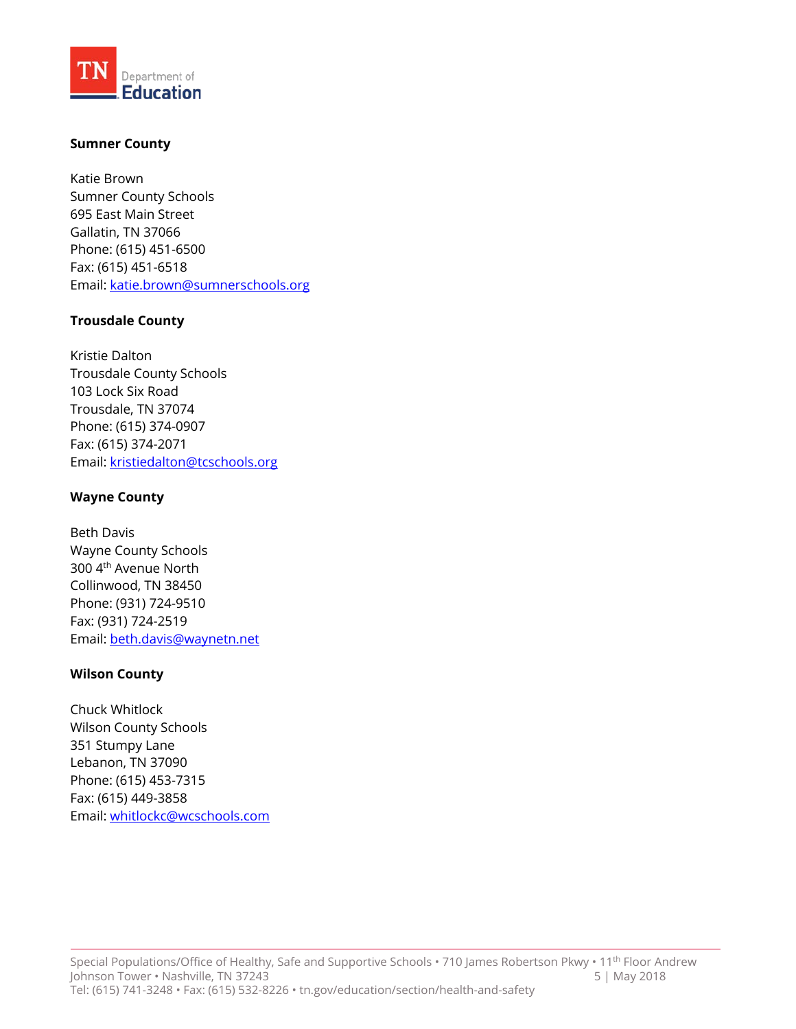**Sumner County**

Katie Brown
Sumner County Schools
695 East Main Street
Gallatin, TN 37066
Phone: (615) 451-6500
Fax: (615) 451-6518
Email: katie.brown@sumnerschools.org

**Trousdale County**

Kristie Dalton
Trousdale County Schools
103 Lock Six Road
Trousdale, TN 37074
Phone: (615) 374-0907
Fax: (615) 374-2071
Email: kristiedalton@tcschools.org

**Wayne County**

Beth Davis
Wayne County Schools
300 4th Avenue North
Collinwood, TN 38450
Phone: (931) 724-9510
Fax: (931) 724-2519
Email: beth.davis@waynetn.net

**Wilson County**

Chuck Whitlock
Wilson County Schools
351 Stumpy Lane
Lebanon, TN 37090
Phone: (615) 453-7315
Fax: (615) 449-3858
Email: whitlockc@wcschools.com